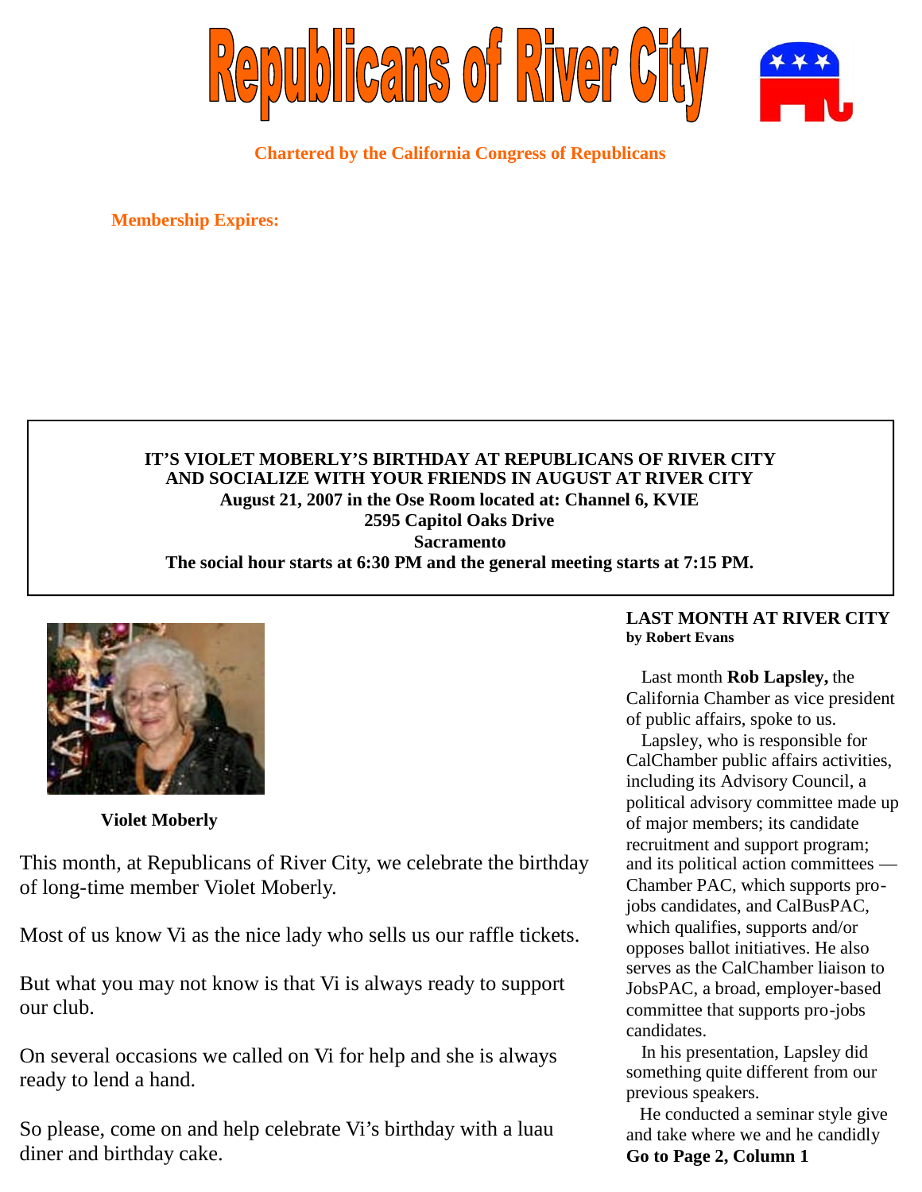# Republicans of River City

**Chartered by the California Congress of Republicans**

**Membership Expires:**

**IT'S VIOLET MOBERLY'S BIRTHDAY AT REPUBLICANS OF RIVER CITY**
**AND SOCIALIZE WITH YOUR FRIENDS IN AUGUST AT RIVER CITY**
**August 21, 2007 in the Ose Room located at: Channel 6, KVIE**
**2595 Capitol Oaks Drive**
**Sacramento**
**The social hour starts at 6:30 PM and the general meeting starts at 7:15 PM.**

**Violet Moberly**

This month, at Republicans of River City, we celebrate the birthday of long-time member Violet Moberly.

Most of us know Vi as the nice lady who sells us our raffle tickets.

But what you may not know is that Vi is always ready to support our club.

On several occasions we called on Vi for help and she is always ready to lend a hand.

So please, come on and help celebrate Vi's birthday with a luau diner and birthday cake.

## LAST MONTH AT RIVER CITY

**by Robert Evans**

Last month **Rob Lapsley,** the California Chamber as vice president of public affairs, spoke to us.

Lapsley, who is responsible for CalChamber public affairs activities, including its Advisory Council, a political advisory committee made up of major members; its candidate recruitment and support program; and its political action committees — Chamber PAC, which supports pro-jobs candidates, and CalBusPAC, which qualifies, supports and/or opposes ballot initiatives. He also serves as the CalChamber liaison to JobsPAC, a broad, employer-based committee that supports pro-jobs candidates.

In his presentation, Lapsley did something quite different from our previous speakers.

He conducted a seminar style give and take where we and he candidly **Go to Page 2, Column 1**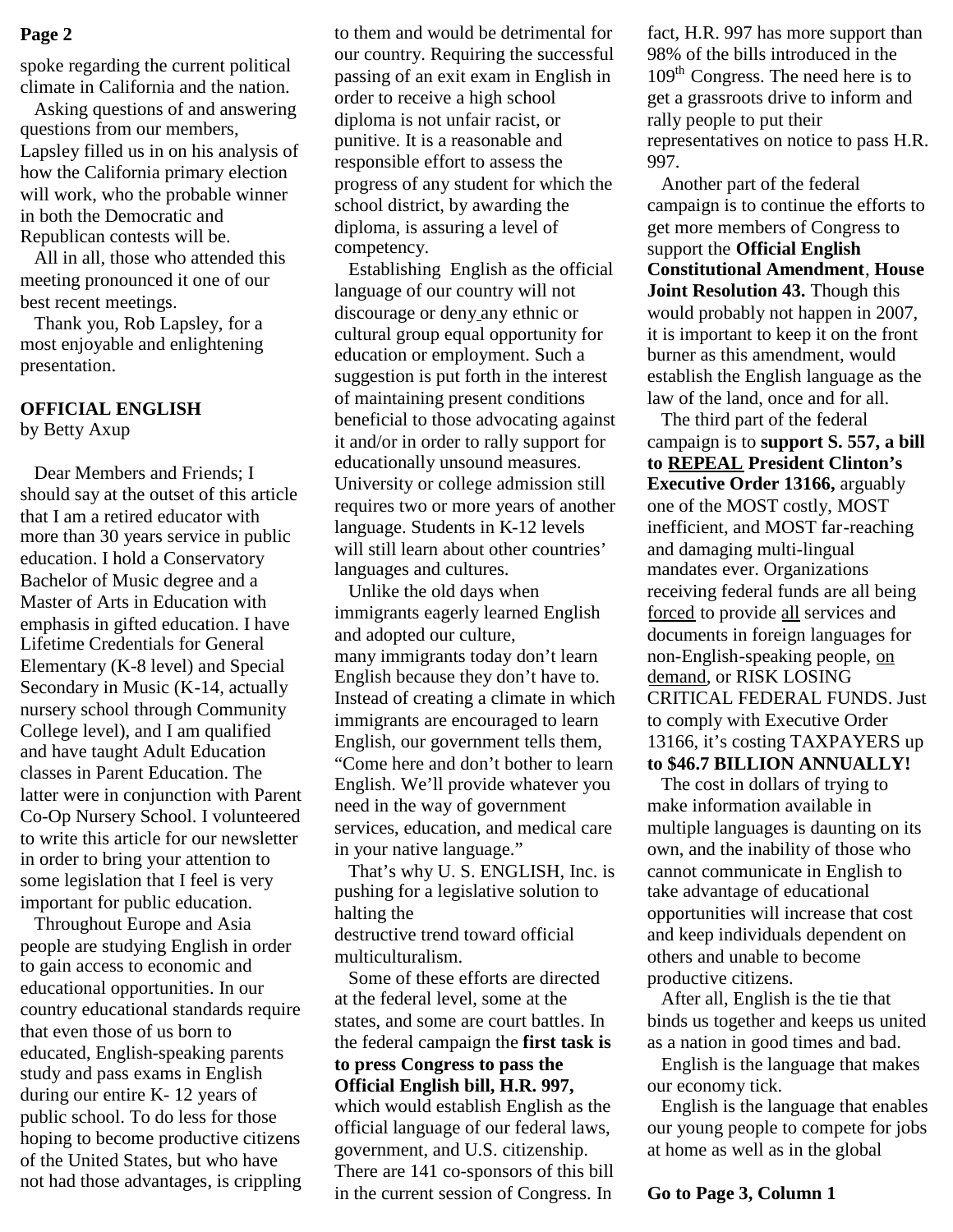spoke regarding the current political climate in California and the nation.

Asking questions of and answering questions from our members, Lapsley filled us in on his analysis of how the California primary election will work, who the probable winner in both the Democratic and Republican contests will be.

All in all, those who attended this meeting pronounced it one of our best recent meetings.

Thank you, Rob Lapsley, for a most enjoyable and enlightening presentation.

## OFFICIAL ENGLISH

by Betty Axup

Dear Members and Friends; I should say at the outset of this article that I am a retired educator with more than 30 years service in public education. I hold a Conservatory Bachelor of Music degree and a Master of Arts in Education with emphasis in gifted education. I have Lifetime Credentials for General Elementary (K-8 level) and Special Secondary in Music (K-14, actually nursery school through Community College level), and I am qualified and have taught Adult Education classes in Parent Education. The latter were in conjunction with Parent Co-Op Nursery School. I volunteered to write this article for our newsletter in order to bring your attention to some legislation that I feel is very important for public education.

Throughout Europe and Asia people are studying English in order to gain access to economic and educational opportunities. In our country educational standards require that even those of us born to educated, English-speaking parents study and pass exams in English during our entire K- 12 years of public school. To do less for those hoping to become productive citizens of the United States, but who have not had those advantages, is crippling to them and would be detrimental for our country. Requiring the successful passing of an exit exam in English in order to receive a high school diploma is not unfair racist, or punitive. It is a reasonable and responsible effort to assess the progress of any student for which the school district, by awarding the diploma, is assuring a level of competency.

Establishing English as the official language of our country will not discourage or deny any ethnic or cultural group equal opportunity for education or employment. Such a suggestion is put forth in the interest of maintaining present conditions beneficial to those advocating against it and/or in order to rally support for educationally unsound measures. University or college admission still requires two or more years of another language. Students in K-12 levels will still learn about other countries' languages and cultures.

Unlike the old days when immigrants eagerly learned English and adopted our culture, many immigrants today don't learn English because they don't have to. Instead of creating a climate in which immigrants are encouraged to learn English, our government tells them, "Come here and don't bother to learn English. We'll provide whatever you need in the way of government services, education, and medical care in your native language."

That's why U. S. ENGLISH, Inc. is pushing for a legislative solution to halting the destructive trend toward official multiculturalism.

Some of these efforts are directed at the federal level, some at the states, and some are court battles. In the federal campaign the **first task is to press Congress to pass the Official English bill, H.R. 997,** which would establish English as the official language of our federal laws, government, and U.S. citizenship. There are 141 co-sponsors of this bill in the current session of Congress. In fact, H.R. 997 has more support than 98% of the bills introduced in the 109th Congress. The need here is to get a grassroots drive to inform and rally people to put their representatives on notice to pass H.R. 997.

Another part of the federal campaign is to continue the efforts to get more members of Congress to support the **Official English Constitutional Amendment**, **House Joint Resolution 43.** Though this would probably not happen in 2007, it is important to keep it on the front burner as this amendment, would establish the English language as the law of the land, once and for all.

The third part of the federal campaign is to **support S. 557, a bill to REPEAL President Clinton's Executive Order 13166,** arguably one of the MOST costly, MOST inefficient, and MOST far-reaching and damaging multi-lingual mandates ever. Organizations receiving federal funds are all being forced to provide all services and documents in foreign languages for non-English-speaking people, on demand, or RISK LOSING CRITICAL FEDERAL FUNDS. Just to comply with Executive Order 13166, it's costing TAXPAYERS up **to $46.7 BILLION ANNUALLY!**

The cost in dollars of trying to make information available in multiple languages is daunting on its own, and the inability of those who cannot communicate in English to take advantage of educational opportunities will increase that cost and keep individuals dependent on others and unable to become productive citizens.

After all, English is the tie that binds us together and keeps us united as a nation in good times and bad.

English is the language that makes our economy tick.

English is the language that enables our young people to compete for jobs at home as well as in the global

**Go to Page 3, Column 1**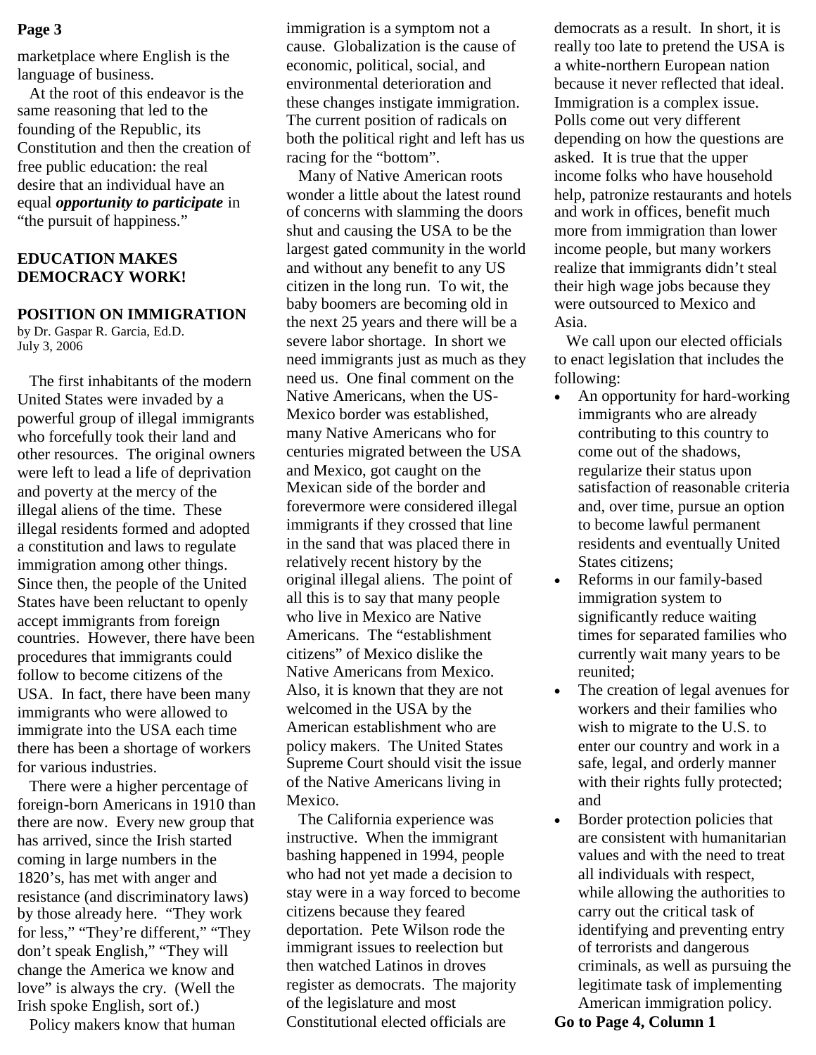marketplace where English is the language of business.

At the root of this endeavor is the same reasoning that led to the founding of the Republic, its Constitution and then the creation of free public education: the real desire that an individual have an equal ***opportunity to participate*** in "the pursuit of happiness."

**EDUCATION MAKES DEMOCRACY WORK!**

## POSITION ON IMMIGRATION

by Dr. Gaspar R. Garcia, Ed.D.
July 3, 2006

The first inhabitants of the modern United States were invaded by a powerful group of illegal immigrants who forcefully took their land and other resources. The original owners were left to lead a life of deprivation and poverty at the mercy of the illegal aliens of the time. These illegal residents formed and adopted a constitution and laws to regulate immigration among other things. Since then, the people of the United States have been reluctant to openly accept immigrants from foreign countries. However, there have been procedures that immigrants could follow to become citizens of the USA. In fact, there have been many immigrants who were allowed to immigrate into the USA each time there has been a shortage of workers for various industries.

There were a higher percentage of foreign-born Americans in 1910 than there are now. Every new group that has arrived, since the Irish started coming in large numbers in the 1820's, has met with anger and resistance (and discriminatory laws) by those already here. "They work for less," "They're different," "They don't speak English," "They will change the America we know and love" is always the cry. (Well the Irish spoke English, sort of.)

Policy makers know that human immigration is a symptom not a cause. Globalization is the cause of economic, political, social, and environmental deterioration and these changes instigate immigration. The current position of radicals on both the political right and left has us racing for the "bottom".

Many of Native American roots wonder a little about the latest round of concerns with slamming the doors shut and causing the USA to be the largest gated community in the world and without any benefit to any US citizen in the long run. To wit, the baby boomers are becoming old in the next 25 years and there will be a severe labor shortage. In short we need immigrants just as much as they need us. One final comment on the Native Americans, when the US-Mexico border was established, many Native Americans who for centuries migrated between the USA and Mexico, got caught on the Mexican side of the border and forevermore were considered illegal immigrants if they crossed that line in the sand that was placed there in relatively recent history by the original illegal aliens. The point of all this is to say that many people who live in Mexico are Native Americans. The "establishment citizens" of Mexico dislike the Native Americans from Mexico. Also, it is known that they are not welcomed in the USA by the American establishment who are policy makers. The United States Supreme Court should visit the issue of the Native Americans living in Mexico.

The California experience was instructive. When the immigrant bashing happened in 1994, people who had not yet made a decision to stay were in a way forced to become citizens because they feared deportation. Pete Wilson rode the immigrant issues to reelection but then watched Latinos in droves register as democrats. The majority of the legislature and most Constitutional elected officials are democrats as a result. In short, it is really too late to pretend the USA is a white-northern European nation because it never reflected that ideal. Immigration is a complex issue. Polls come out very different depending on how the questions are asked. It is true that the upper income folks who have household help, patronize restaurants and hotels and work in offices, benefit much more from immigration than lower income people, but many workers realize that immigrants didn't steal their high wage jobs because they were outsourced to Mexico and Asia.

We call upon our elected officials to enact legislation that includes the following:

- An opportunity for hard-working immigrants who are already contributing to this country to come out of the shadows, regularize their status upon satisfaction of reasonable criteria and, over time, pursue an option to become lawful permanent residents and eventually United States citizens;
- Reforms in our family-based immigration system to significantly reduce waiting times for separated families who currently wait many years to be reunited;
- The creation of legal avenues for workers and their families who wish to migrate to the U.S. to enter our country and work in a safe, legal, and orderly manner with their rights fully protected; and
- Border protection policies that are consistent with humanitarian values and with the need to treat all individuals with respect, while allowing the authorities to carry out the critical task of identifying and preventing entry of terrorists and dangerous criminals, as well as pursuing the legitimate task of implementing American immigration policy.

**Go to Page 4, Column 1**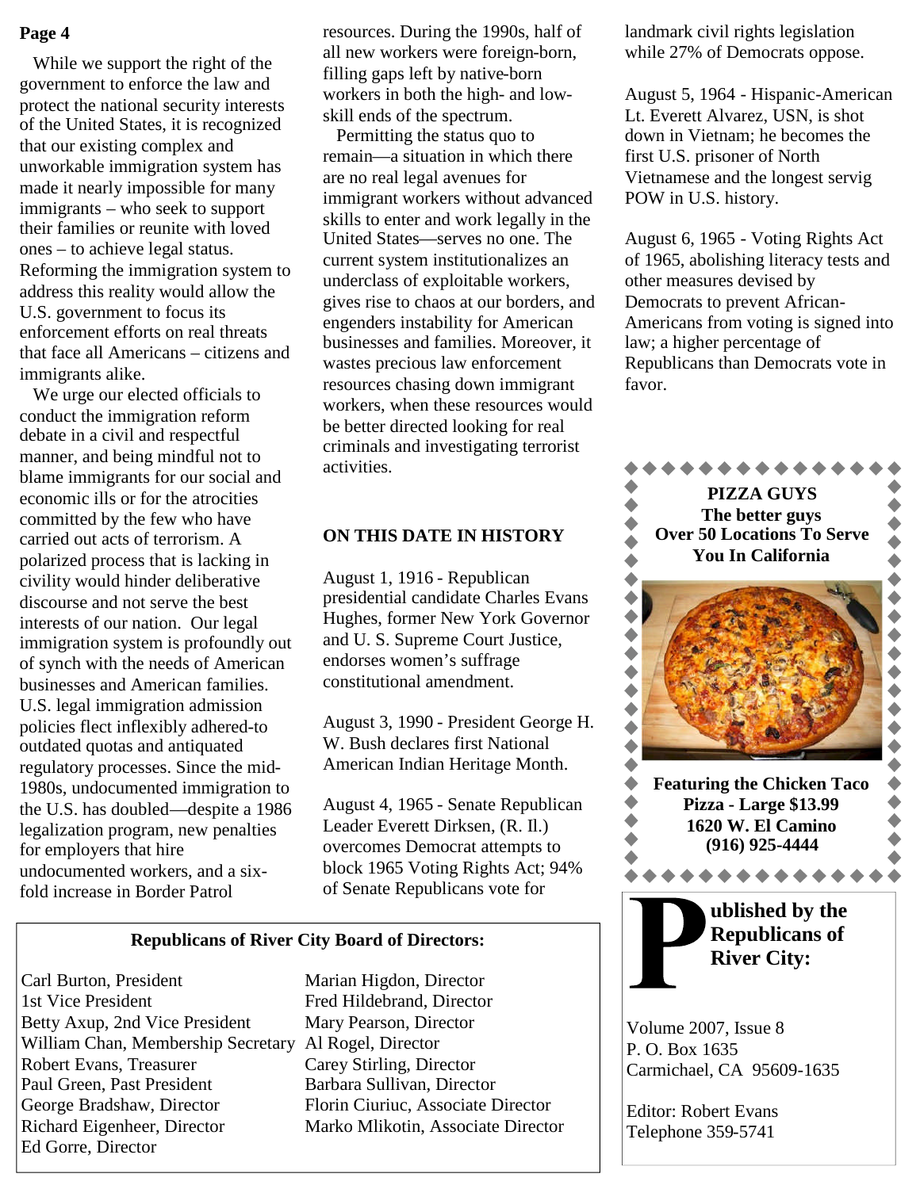While we support the right of the government to enforce the law and protect the national security interests of the United States, it is recognized that our existing complex and unworkable immigration system has made it nearly impossible for many immigrants – who seek to support their families or reunite with loved ones – to achieve legal status. Reforming the immigration system to address this reality would allow the U.S. government to focus its enforcement efforts on real threats that face all Americans – citizens and immigrants alike.

We urge our elected officials to conduct the immigration reform debate in a civil and respectful manner, and being mindful not to blame immigrants for our social and economic ills or for the atrocities committed by the few who have carried out acts of terrorism. A polarized process that is lacking in civility would hinder deliberative discourse and not serve the best interests of our nation. Our legal immigration system is profoundly out of synch with the needs of American businesses and American families. U.S. legal immigration admission policies flect inflexibly adhered-to outdated quotas and antiquated regulatory processes. Since the mid-1980s, undocumented immigration to the U.S. has doubled—despite a 1986 legalization program, new penalties for employers that hire undocumented workers, and a six-fold increase in Border Patrol resources. During the 1990s, half of all new workers were foreign-born, filling gaps left by native-born workers in both the high- and low-skill ends of the spectrum.

Permitting the status quo to remain—a situation in which there are no real legal avenues for immigrant workers without advanced skills to enter and work legally in the United States—serves no one. The current system institutionalizes an underclass of exploitable workers, gives rise to chaos at our borders, and engenders instability for American businesses and families. Moreover, it wastes precious law enforcement resources chasing down immigrant workers, when these resources would be better directed looking for real criminals and investigating terrorist activities.

## ON THIS DATE IN HISTORY

August 1, 1916 - Republican presidential candidate Charles Evans Hughes, former New York Governor and U. S. Supreme Court Justice, endorses women's suffrage constitutional amendment.

August 3, 1990 - President George H. W. Bush declares first National American Indian Heritage Month.

August 4, 1965 - Senate Republican Leader Everett Dirksen, (R. Il.) overcomes Democrat attempts to block 1965 Voting Rights Act; 94% of Senate Republicans vote for landmark civil rights legislation while 27% of Democrats oppose.

August 5, 1964 - Hispanic-American Lt. Everett Alvarez, USN, is shot down in Vietnam; he becomes the first U.S. prisoner of North Vietnamese and the longest servig POW in U.S. history.

August 6, 1965 - Voting Rights Act of 1965, abolishing literacy tests and other measures devised by Democrats to prevent African-Americans from voting is signed into law; a higher percentage of Republicans than Democrats vote in favor.

**PIZZA GUYS**
**The better guys**
**Over 50 Locations To Serve You In California**

**Featuring the Chicken Taco Pizza - Large $13.99**
**1620 W. El Camino**
**(916) 925-4444**

**Republicans of River City Board of Directors:**

Carl Burton, President
1st Vice President
Betty Axup, 2nd Vice President
William Chan, Membership Secretary
Robert Evans, Treasurer
Paul Green, Past President
George Bradshaw, Director
Richard Eigenheer, Director
Ed Gorre, Director
Marian Higdon, Director
Fred Hildebrand, Director
Mary Pearson, Director
Al Rogel, Director
Carey Stirling, Director
Barbara Sullivan, Director
Florin Ciuriuc, Associate Director
Marko Mlikotin, Associate Director

**Published by the Republicans of River City:**

Volume 2007, Issue 8
P. O. Box 1635
Carmichael, CA 95609-1635

Editor: Robert Evans
Telephone 359-5741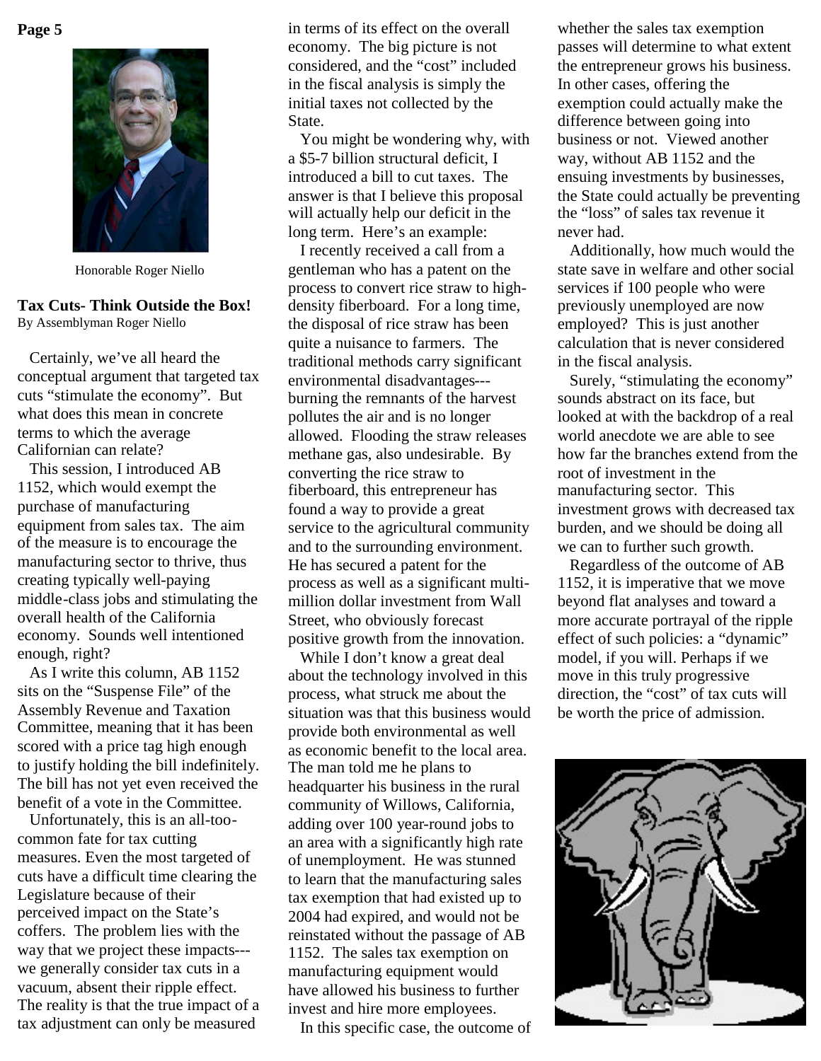Honorable Roger Niello

## Tax Cuts- Think Outside the Box!

By Assemblyman Roger Niello

Certainly, we've all heard the conceptual argument that targeted tax cuts "stimulate the economy". But what does this mean in concrete terms to which the average Californian can relate?

This session, I introduced AB 1152, which would exempt the purchase of manufacturing equipment from sales tax. The aim of the measure is to encourage the manufacturing sector to thrive, thus creating typically well-paying middle-class jobs and stimulating the overall health of the California economy. Sounds well intentioned enough, right?

As I write this column, AB 1152 sits on the "Suspense File" of the Assembly Revenue and Taxation Committee, meaning that it has been scored with a price tag high enough to justify holding the bill indefinitely. The bill has not yet even received the benefit of a vote in the Committee.

Unfortunately, this is an all-too-common fate for tax cutting measures. Even the most targeted of cuts have a difficult time clearing the Legislature because of their perceived impact on the State's coffers. The problem lies with the way that we project these impacts---we generally consider tax cuts in a vacuum, absent their ripple effect. The reality is that the true impact of a tax adjustment can only be measured in terms of its effect on the overall economy. The big picture is not considered, and the "cost" included in the fiscal analysis is simply the initial taxes not collected by the State.

You might be wondering why, with a $5-7 billion structural deficit, I introduced a bill to cut taxes. The answer is that I believe this proposal will actually help our deficit in the long term. Here's an example:

I recently received a call from a gentleman who has a patent on the process to convert rice straw to high-density fiberboard. For a long time, the disposal of rice straw has been quite a nuisance to farmers. The traditional methods carry significant environmental disadvantages---burning the remnants of the harvest pollutes the air and is no longer allowed. Flooding the straw releases methane gas, also undesirable. By converting the rice straw to fiberboard, this entrepreneur has found a way to provide a great service to the agricultural community and to the surrounding environment. He has secured a patent for the process as well as a significant multi-million dollar investment from Wall Street, who obviously forecast positive growth from the innovation.

While I don't know a great deal about the technology involved in this process, what struck me about the situation was that this business would provide both environmental as well as economic benefit to the local area. The man told me he plans to headquarter his business in the rural community of Willows, California, adding over 100 year-round jobs to an area with a significantly high rate of unemployment. He was stunned to learn that the manufacturing sales tax exemption that had existed up to 2004 had expired, and would not be reinstated without the passage of AB 1152. The sales tax exemption on manufacturing equipment would have allowed his business to further invest and hire more employees.

In this specific case, the outcome of whether the sales tax exemption passes will determine to what extent the entrepreneur grows his business. In other cases, offering the exemption could actually make the difference between going into business or not. Viewed another way, without AB 1152 and the ensuing investments by businesses, the State could actually be preventing the "loss" of sales tax revenue it never had.

Additionally, how much would the state save in welfare and other social services if 100 people who were previously unemployed are now employed? This is just another calculation that is never considered in the fiscal analysis.

Surely, "stimulating the economy" sounds abstract on its face, but looked at with the backdrop of a real world anecdote we are able to see how far the branches extend from the root of investment in the manufacturing sector. This investment grows with decreased tax burden, and we should be doing all we can to further such growth.

Regardless of the outcome of AB 1152, it is imperative that we move beyond flat analyses and toward a more accurate portrayal of the ripple effect of such policies: a "dynamic" model, if you will. Perhaps if we move in this truly progressive direction, the "cost" of tax cuts will be worth the price of admission.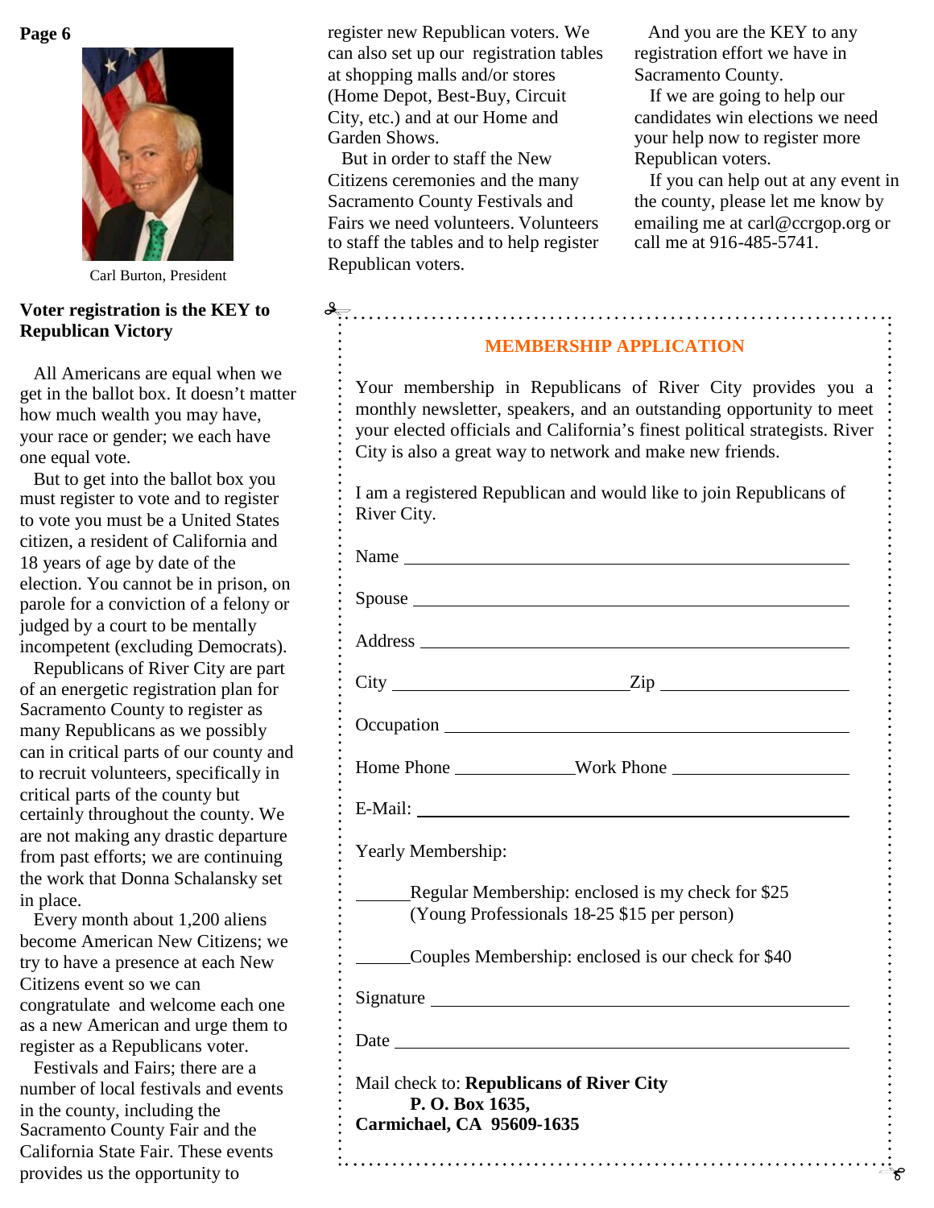Carl Burton, President

## Voter registration is the KEY to Republican Victory

All Americans are equal when we get in the ballot box. It doesn't matter how much wealth you may have, your race or gender; we each have one equal vote.

But to get into the ballot box you must register to vote and to register to vote you must be a United States citizen, a resident of California and 18 years of age by date of the election. You cannot be in prison, on parole for a conviction of a felony or judged by a court to be mentally incompetent (excluding Democrats).

Republicans of River City are part of an energetic registration plan for Sacramento County to register as many Republicans as we possibly can in critical parts of our county and to recruit volunteers, specifically in critical parts of the county but certainly throughout the county. We are not making any drastic departure from past efforts; we are continuing the work that Donna Schalansky set in place.

Every month about 1,200 aliens become American New Citizens; we try to have a presence at each New Citizens event so we can congratulate and welcome each one as a new American and urge them to register as a Republicans voter.

Festivals and Fairs; there are a number of local festivals and events in the county, including the Sacramento County Fair and the California State Fair. These events provides us the opportunity to register new Republican voters. We can also set up our registration tables at shopping malls and/or stores (Home Depot, Best-Buy, Circuit City, etc.) and at our Home and Garden Shows.

But in order to staff the New Citizens ceremonies and the many Sacramento County Festivals and Fairs we need volunteers. Volunteers to staff the tables and to help register Republican voters.

And you are the KEY to any registration effort we have in Sacramento County.

If we are going to help our candidates win elections we need your help now to register more Republican voters.

If you can help out at any event in the county, please let me know by emailing me at carl@ccrgop.org or call me at 916-485-5741.

---

## MEMBERSHIP APPLICATION

Your membership in Republicans of River City provides you a monthly newsletter, speakers, and an outstanding opportunity to meet your elected officials and California's finest political strategists. River City is also a great way to network and make new friends.

I am a registered Republican and would like to join Republicans of River City.

Name ______________________________

Spouse ______________________________

Address ______________________________

City ____________________ Zip ______________

Occupation ______________________________

Home Phone ____________ Work Phone ______________

E-Mail: ______________________________

Yearly Membership:

______Regular Membership: enclosed is my check for $25
(Young Professionals 18-25 $15 per person)

______Couples Membership: enclosed is our check for $40

Signature ______________________________

Date ______________________________

Mail check to: **Republicans of River City**
**P. O. Box 1635,**
**Carmichael, CA 95609-1635**